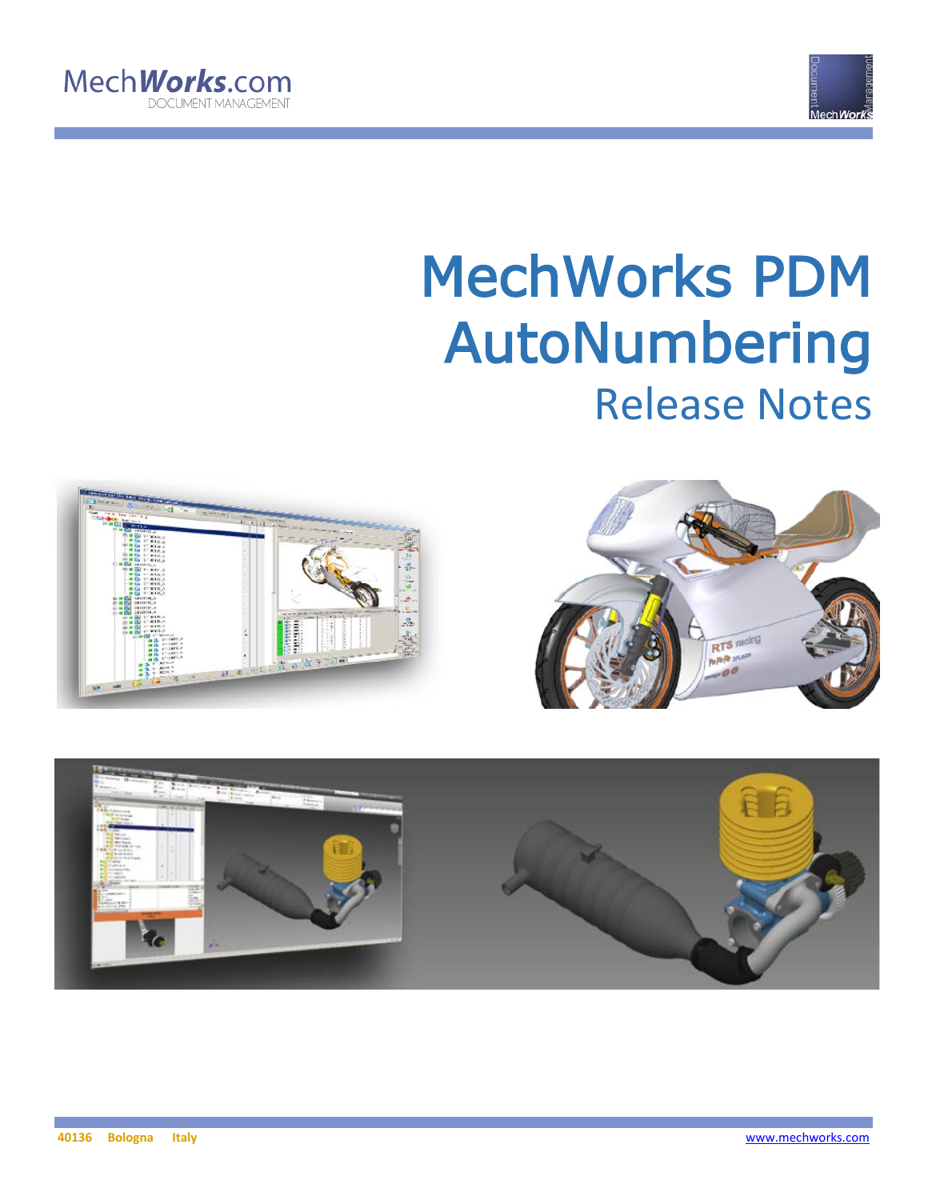MechWorks.com
DOCUMENT MANAGEMENT

# MechWorks PDM AutoNumbering

## Release Notes

40136 Bologna Italy

www.mechworks.com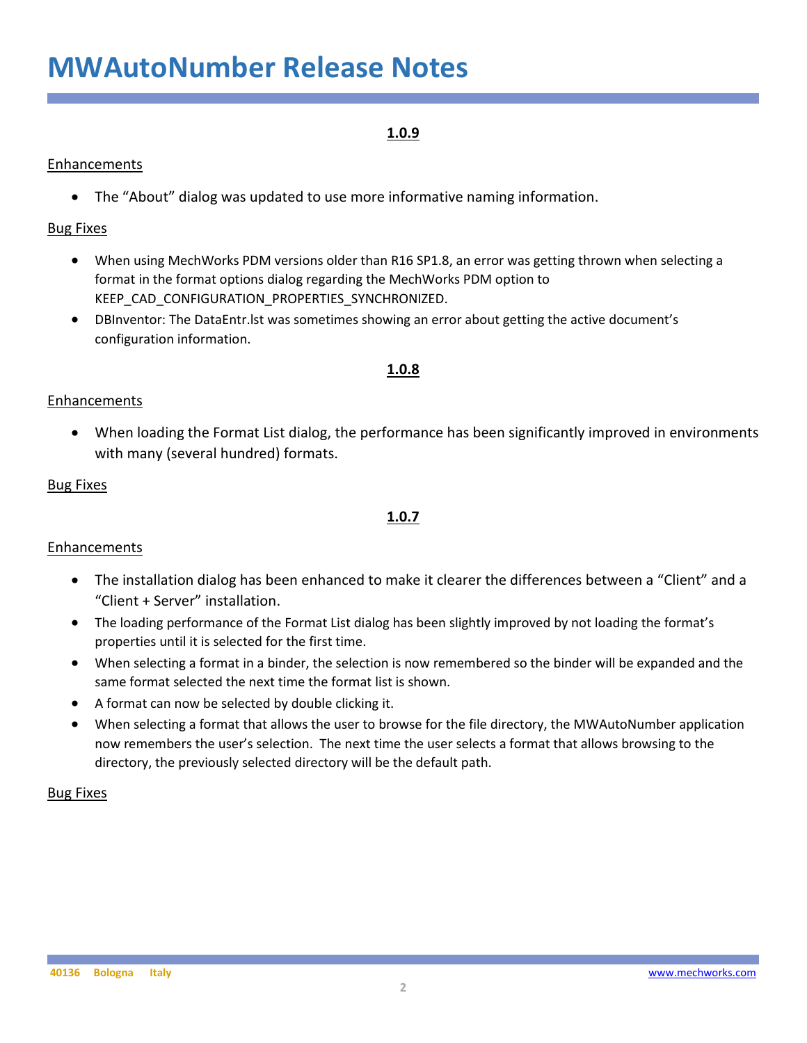# MWAutoNumber Release Notes

## 1.0.9

### Enhancements

- The "About" dialog was updated to use more informative naming information.

### Bug Fixes

- When using MechWorks PDM versions older than R16 SP1.8, an error was getting thrown when selecting a format in the format options dialog regarding the MechWorks PDM option to KEEP_CAD_CONFIGURATION_PROPERTIES_SYNCHRONIZED.
- DBInventor: The DataEntr.lst was sometimes showing an error about getting the active document's configuration information.

## 1.0.8

### Enhancements

- When loading the Format List dialog, the performance has been significantly improved in environments with many (several hundred) formats.

### Bug Fixes

## 1.0.7

### Enhancements

- The installation dialog has been enhanced to make it clearer the differences between a "Client" and a "Client + Server" installation.
- The loading performance of the Format List dialog has been slightly improved by not loading the format's properties until it is selected for the first time.
- When selecting a format in a binder, the selection is now remembered so the binder will be expanded and the same format selected the next time the format list is shown.
- A format can now be selected by double clicking it.
- When selecting a format that allows the user to browse for the file directory, the MWAutoNumber application now remembers the user's selection. The next time the user selects a format that allows browsing to the directory, the previously selected directory will be the default path.

### Bug Fixes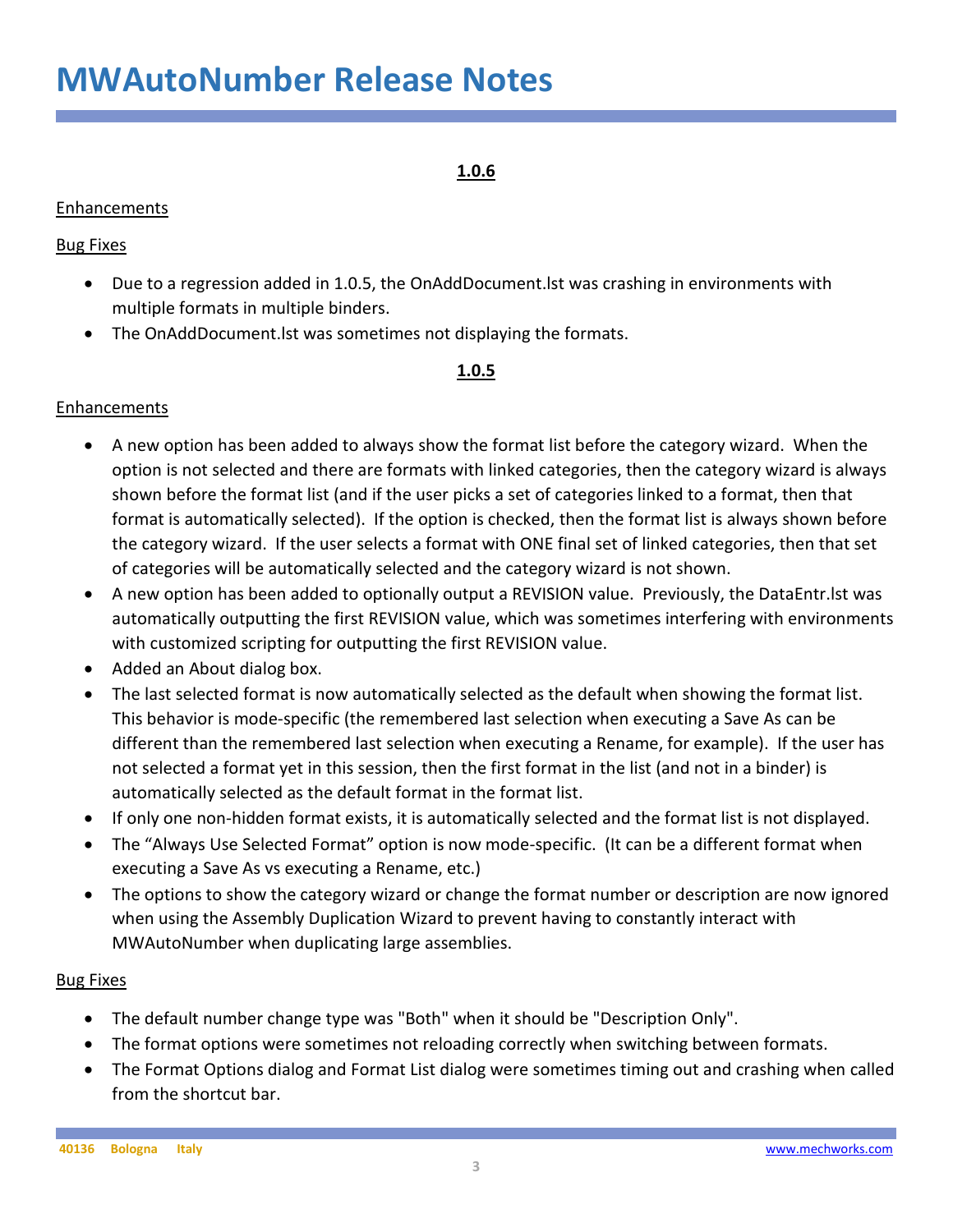# MWAutoNumber Release Notes

**1.0.6**

Enhancements

Bug Fixes

- Due to a regression added in 1.0.5, the OnAddDocument.lst was crashing in environments with multiple formats in multiple binders.
- The OnAddDocument.lst was sometimes not displaying the formats.

**1.0.5**

Enhancements

- A new option has been added to always show the format list before the category wizard. When the option is not selected and there are formats with linked categories, then the category wizard is always shown before the format list (and if the user picks a set of categories linked to a format, then that format is automatically selected). If the option is checked, then the format list is always shown before the category wizard. If the user selects a format with ONE final set of linked categories, then that set of categories will be automatically selected and the category wizard is not shown.
- A new option has been added to optionally output a REVISION value. Previously, the DataEntr.lst was automatically outputting the first REVISION value, which was sometimes interfering with environments with customized scripting for outputting the first REVISION value.
- Added an About dialog box.
- The last selected format is now automatically selected as the default when showing the format list. This behavior is mode-specific (the remembered last selection when executing a Save As can be different than the remembered last selection when executing a Rename, for example). If the user has not selected a format yet in this session, then the first format in the list (and not in a binder) is automatically selected as the default format in the format list.
- If only one non-hidden format exists, it is automatically selected and the format list is not displayed.
- The “Always Use Selected Format” option is now mode-specific. (It can be a different format when executing a Save As vs executing a Rename, etc.)
- The options to show the category wizard or change the format number or description are now ignored when using the Assembly Duplication Wizard to prevent having to constantly interact with MWAutoNumber when duplicating large assemblies.

Bug Fixes

- The default number change type was "Both" when it should be "Description Only".
- The format options were sometimes not reloading correctly when switching between formats.
- The Format Options dialog and Format List dialog were sometimes timing out and crashing when called from the shortcut bar.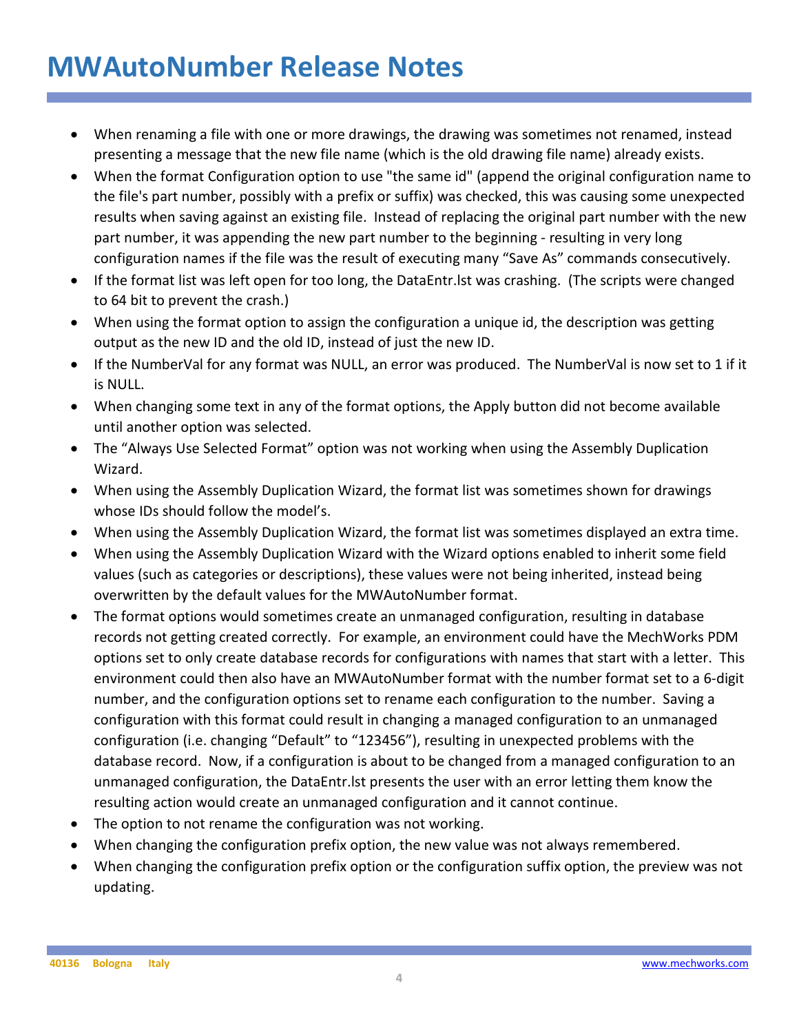# MWAutoNumber Release Notes

- When renaming a file with one or more drawings, the drawing was sometimes not renamed, instead presenting a message that the new file name (which is the old drawing file name) already exists.
- When the format Configuration option to use "the same id" (append the original configuration name to the file's part number, possibly with a prefix or suffix) was checked, this was causing some unexpected results when saving against an existing file. Instead of replacing the original part number with the new part number, it was appending the new part number to the beginning - resulting in very long configuration names if the file was the result of executing many "Save As" commands consecutively.
- If the format list was left open for too long, the DataEntr.lst was crashing. (The scripts were changed to 64 bit to prevent the crash.)
- When using the format option to assign the configuration a unique id, the description was getting output as the new ID and the old ID, instead of just the new ID.
- If the NumberVal for any format was NULL, an error was produced. The NumberVal is now set to 1 if it is NULL.
- When changing some text in any of the format options, the Apply button did not become available until another option was selected.
- The "Always Use Selected Format" option was not working when using the Assembly Duplication Wizard.
- When using the Assembly Duplication Wizard, the format list was sometimes shown for drawings whose IDs should follow the model's.
- When using the Assembly Duplication Wizard, the format list was sometimes displayed an extra time.
- When using the Assembly Duplication Wizard with the Wizard options enabled to inherit some field values (such as categories or descriptions), these values were not being inherited, instead being overwritten by the default values for the MWAutoNumber format.
- The format options would sometimes create an unmanaged configuration, resulting in database records not getting created correctly. For example, an environment could have the MechWorks PDM options set to only create database records for configurations with names that start with a letter. This environment could then also have an MWAutoNumber format with the number format set to a 6-digit number, and the configuration options set to rename each configuration to the number. Saving a configuration with this format could result in changing a managed configuration to an unmanaged configuration (i.e. changing "Default" to "123456"), resulting in unexpected problems with the database record. Now, if a configuration is about to be changed from a managed configuration to an unmanaged configuration, the DataEntr.lst presents the user with an error letting them know the resulting action would create an unmanaged configuration and it cannot continue.
- The option to not rename the configuration was not working.
- When changing the configuration prefix option, the new value was not always remembered.
- When changing the configuration prefix option or the configuration suffix option, the preview was not updating.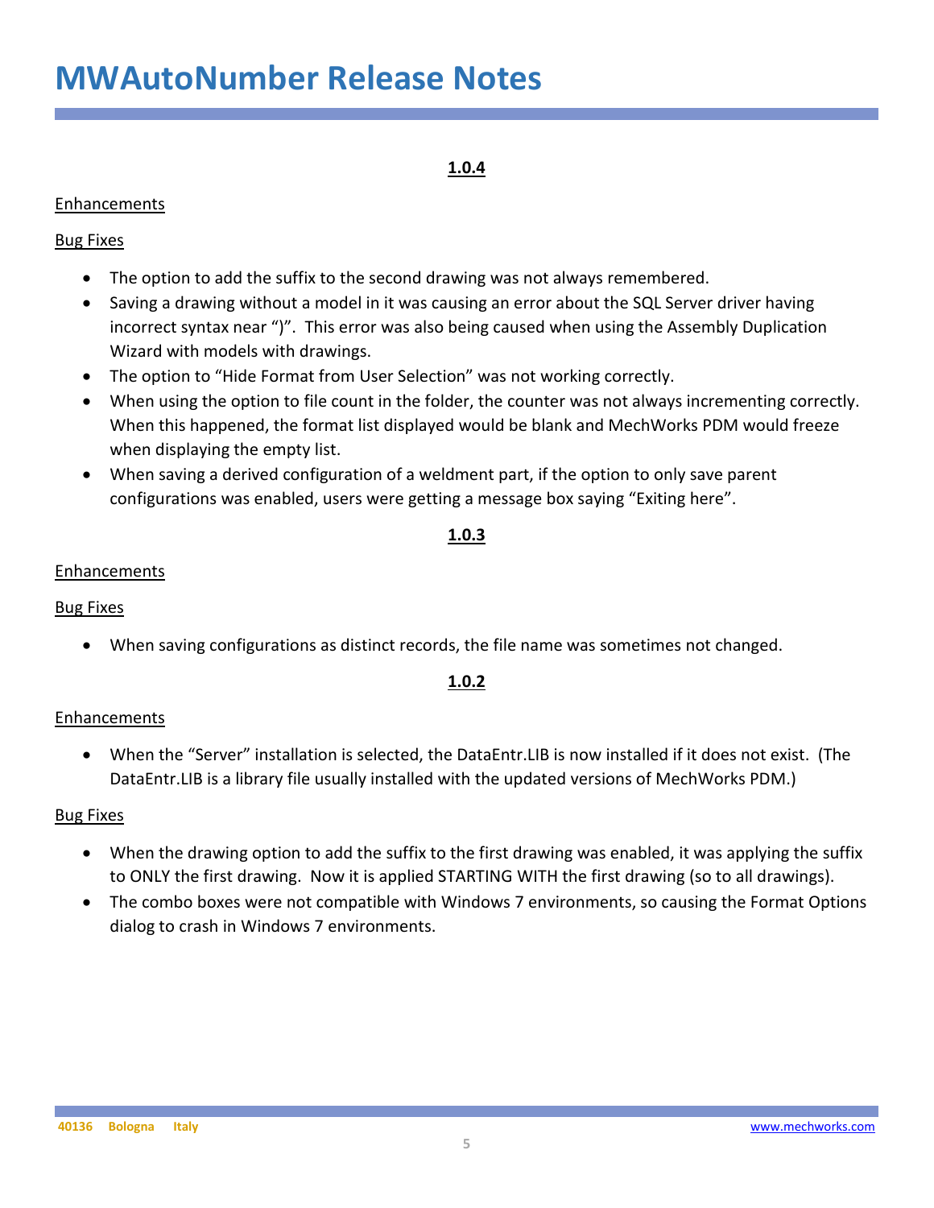# MWAutoNumber Release Notes

**1.0.4**

Enhancements

Bug Fixes

- The option to add the suffix to the second drawing was not always remembered.
- Saving a drawing without a model in it was causing an error about the SQL Server driver having incorrect syntax near “)”. This error was also being caused when using the Assembly Duplication Wizard with models with drawings.
- The option to “Hide Format from User Selection” was not working correctly.
- When using the option to file count in the folder, the counter was not always incrementing correctly. When this happened, the format list displayed would be blank and MechWorks PDM would freeze when displaying the empty list.
- When saving a derived configuration of a weldment part, if the option to only save parent configurations was enabled, users were getting a message box saying “Exiting here”.

**1.0.3**

Enhancements

Bug Fixes

- When saving configurations as distinct records, the file name was sometimes not changed.

**1.0.2**

Enhancements

- When the “Server” installation is selected, the DataEntr.LIB is now installed if it does not exist. (The DataEntr.LIB is a library file usually installed with the updated versions of MechWorks PDM.)

Bug Fixes

- When the drawing option to add the suffix to the first drawing was enabled, it was applying the suffix to ONLY the first drawing. Now it is applied STARTING WITH the first drawing (so to all drawings).
- The combo boxes were not compatible with Windows 7 environments, so causing the Format Options dialog to crash in Windows 7 environments.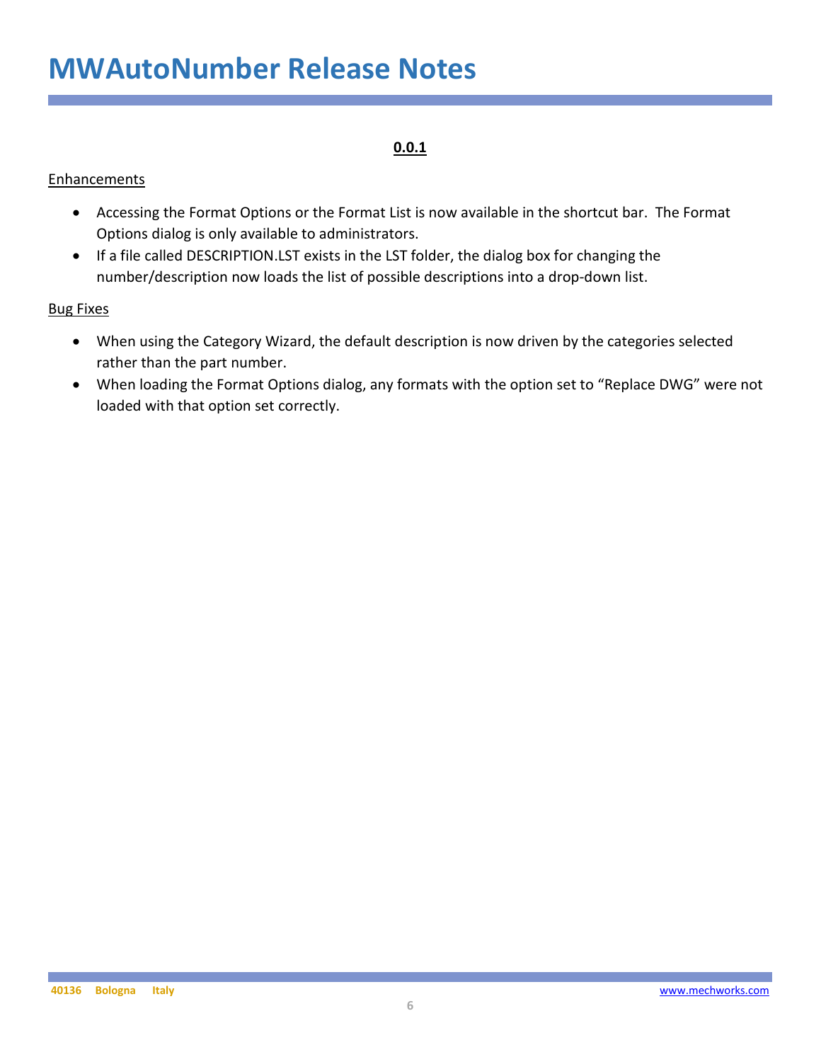# MWAutoNumber Release Notes

**0.0.1**

Enhancements

- Accessing the Format Options or the Format List is now available in the shortcut bar. The Format Options dialog is only available to administrators.
- If a file called DESCRIPTION.LST exists in the LST folder, the dialog box for changing the number/description now loads the list of possible descriptions into a drop-down list.

Bug Fixes

- When using the Category Wizard, the default description is now driven by the categories selected rather than the part number.
- When loading the Format Options dialog, any formats with the option set to "Replace DWG" were not loaded with that option set correctly.